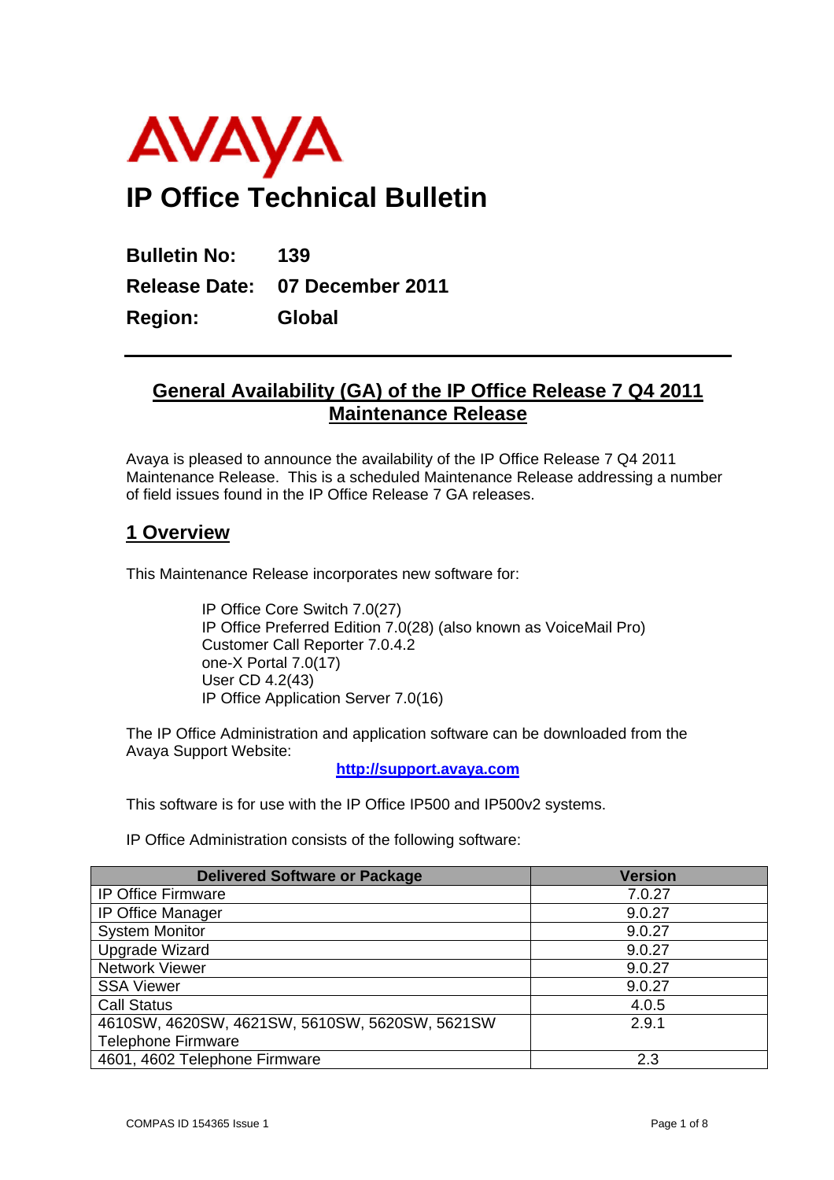AVAYA

# IP Office Technical Bulletin

**Bulletin No:** **139**

**Release Date:** **07 December 2011**

**Region:** **Global**

---

## General Availability (GA) of the IP Office Release 7 Q4 2011 Maintenance Release

Avaya is pleased to announce the availability of the IP Office Release 7 Q4 2011 Maintenance Release. This is a scheduled Maintenance Release addressing a number of field issues found in the IP Office Release 7 GA releases.

## 1 Overview

This Maintenance Release incorporates new software for:

IP Office Core Switch 7.0(27)
IP Office Preferred Edition 7.0(28) (also known as VoiceMail Pro)
Customer Call Reporter 7.0.4.2
one-X Portal 7.0(17)
User CD 4.2(43)
IP Office Application Server 7.0(16)

The IP Office Administration and application software can be downloaded from the Avaya Support Website:

**http://support.avaya.com**

This software is for use with the IP Office IP500 and IP500v2 systems.

IP Office Administration consists of the following software:

| Delivered Software or Package | Version |
|---|---|
| IP Office Firmware | 7.0.27 |
| IP Office Manager | 9.0.27 |
| System Monitor | 9.0.27 |
| Upgrade Wizard | 9.0.27 |
| Network Viewer | 9.0.27 |
| SSA Viewer | 9.0.27 |
| Call Status | 4.0.5 |
| 4610SW, 4620SW, 4621SW, 5610SW, 5620SW, 5621SW Telephone Firmware | 2.9.1 |
| 4601, 4602 Telephone Firmware | 2.3 |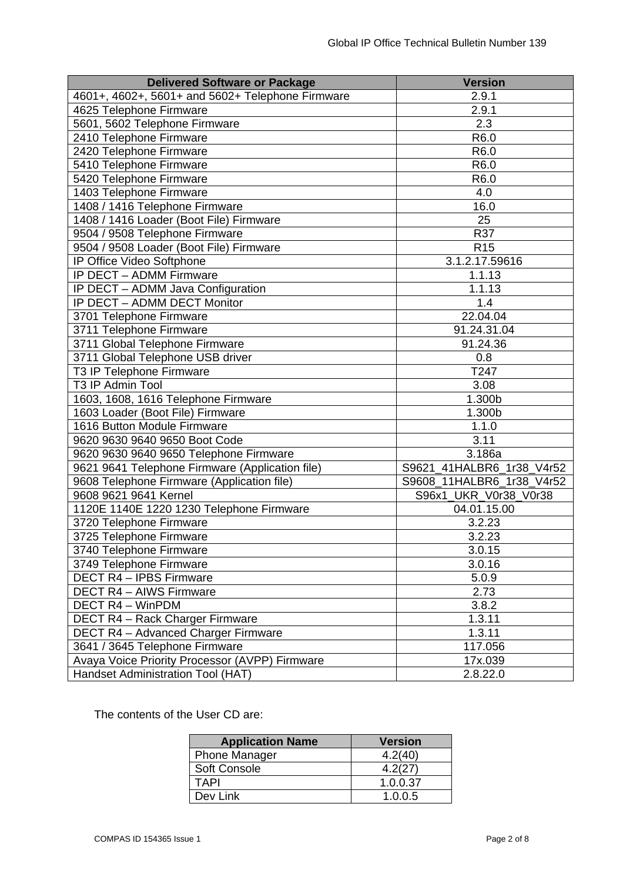| Delivered Software or Package | Version |
| --- | --- |
| 4601+, 4602+, 5601+ and 5602+ Telephone Firmware | 2.9.1 |
| 4625 Telephone Firmware | 2.9.1 |
| 5601, 5602 Telephone Firmware | 2.3 |
| 2410 Telephone Firmware | R6.0 |
| 2420 Telephone Firmware | R6.0 |
| 5410 Telephone Firmware | R6.0 |
| 5420 Telephone Firmware | R6.0 |
| 1403 Telephone Firmware | 4.0 |
| 1408 / 1416 Telephone Firmware | 16.0 |
| 1408 / 1416 Loader (Boot File) Firmware | 25 |
| 9504 / 9508 Telephone Firmware | R37 |
| 9504 / 9508 Loader (Boot File) Firmware | R15 |
| IP Office Video Softphone | 3.1.2.17.59616 |
| IP DECT – ADMM Firmware | 1.1.13 |
| IP DECT – ADMM Java Configuration | 1.1.13 |
| IP DECT – ADMM DECT Monitor | 1.4 |
| 3701 Telephone Firmware | 22.04.04 |
| 3711 Telephone Firmware | 91.24.31.04 |
| 3711 Global Telephone Firmware | 91.24.36 |
| 3711 Global Telephone USB driver | 0.8 |
| T3 IP Telephone Firmware | T247 |
| T3 IP Admin Tool | 3.08 |
| 1603, 1608, 1616 Telephone Firmware | 1.300b |
| 1603 Loader (Boot File) Firmware | 1.300b |
| 1616 Button Module Firmware | 1.1.0 |
| 9620 9630 9640 9650 Boot Code | 3.11 |
| 9620 9630 9640 9650 Telephone Firmware | 3.186a |
| 9621 9641 Telephone Firmware (Application file) | S9621_41HALBR6_1r38_V4r52 |
| 9608 Telephone Firmware (Application file) | S9608_11HALBR6_1r38_V4r52 |
| 9608 9621 9641 Kernel | S96x1_UKR_V0r38_V0r38 |
| 1120E 1140E 1220 1230 Telephone Firmware | 04.01.15.00 |
| 3720 Telephone Firmware | 3.2.23 |
| 3725 Telephone Firmware | 3.2.23 |
| 3740 Telephone Firmware | 3.0.15 |
| 3749 Telephone Firmware | 3.0.16 |
| DECT R4 – IPBS Firmware | 5.0.9 |
| DECT R4 – AIWS Firmware | 2.73 |
| DECT R4 – WinPDM | 3.8.2 |
| DECT R4 – Rack Charger Firmware | 1.3.11 |
| DECT R4 – Advanced Charger Firmware | 1.3.11 |
| 3641 / 3645 Telephone Firmware | 117.056 |
| Avaya Voice Priority Processor (AVPP) Firmware | 17x.039 |
| Handset Administration Tool (HAT) | 2.8.22.0 |

The contents of the User CD are:

| Application Name | Version |
| --- | --- |
| Phone Manager | 4.2(40) |
| Soft Console | 4.2(27) |
| TAPI | 1.0.0.37 |
| Dev Link | 1.0.0.5 |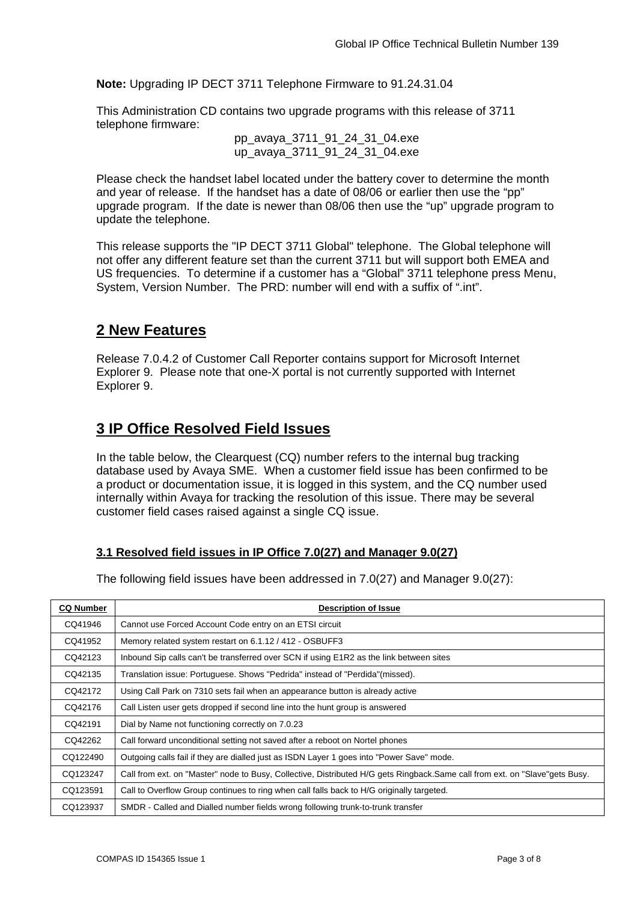**Note:** Upgrading IP DECT 3711 Telephone Firmware to 91.24.31.04

This Administration CD contains two upgrade programs with this release of 3711 telephone firmware:

pp_avaya_3711_91_24_31_04.exe
up_avaya_3711_91_24_31_04.exe

Please check the handset label located under the battery cover to determine the month and year of release. If the handset has a date of 08/06 or earlier then use the "pp" upgrade program. If the date is newer than 08/06 then use the "up" upgrade program to update the telephone.

This release supports the "IP DECT 3711 Global" telephone. The Global telephone will not offer any different feature set than the current 3711 but will support both EMEA and US frequencies. To determine if a customer has a "Global" 3711 telephone press Menu, System, Version Number. The PRD: number will end with a suffix of ".int".

## 2 New Features

Release 7.0.4.2 of Customer Call Reporter contains support for Microsoft Internet Explorer 9. Please note that one-X portal is not currently supported with Internet Explorer 9.

## 3 IP Office Resolved Field Issues

In the table below, the Clearquest (CQ) number refers to the internal bug tracking database used by Avaya SME. When a customer field issue has been confirmed to be a product or documentation issue, it is logged in this system, and the CQ number used internally within Avaya for tracking the resolution of this issue. There may be several customer field cases raised against a single CQ issue.

### 3.1 Resolved field issues in IP Office 7.0(27) and Manager 9.0(27)

The following field issues have been addressed in 7.0(27) and Manager 9.0(27):

| CQ Number | Description of Issue |
|---|---|
| CQ41946 | Cannot use Forced Account Code entry on an ETSI circuit |
| CQ41952 | Memory related system restart on 6.1.12 / 412 - OSBUFF3 |
| CQ42123 | Inbound Sip calls can't be transferred over SCN if using E1R2 as the link between sites |
| CQ42135 | Translation issue: Portuguese. Shows "Pedrida" instead of "Perdida"(missed). |
| CQ42172 | Using Call Park on 7310 sets fail when an appearance button is already active |
| CQ42176 | Call Listen user gets dropped if second line into the hunt group is answered |
| CQ42191 | Dial by Name not functioning correctly on 7.0.23 |
| CQ42262 | Call forward unconditional setting not saved after a reboot on Nortel phones |
| CQ122490 | Outgoing calls fail if they are dialled just as ISDN Layer 1 goes into "Power Save" mode. |
| CQ123247 | Call from ext. on "Master" node to Busy, Collective, Distributed H/G gets Ringback.Same call from ext. on "Slave"gets Busy. |
| CQ123591 | Call to Overflow Group continues to ring when call falls back to H/G originally targeted. |
| CQ123937 | SMDR - Called and Dialled number fields wrong following trunk-to-trunk transfer |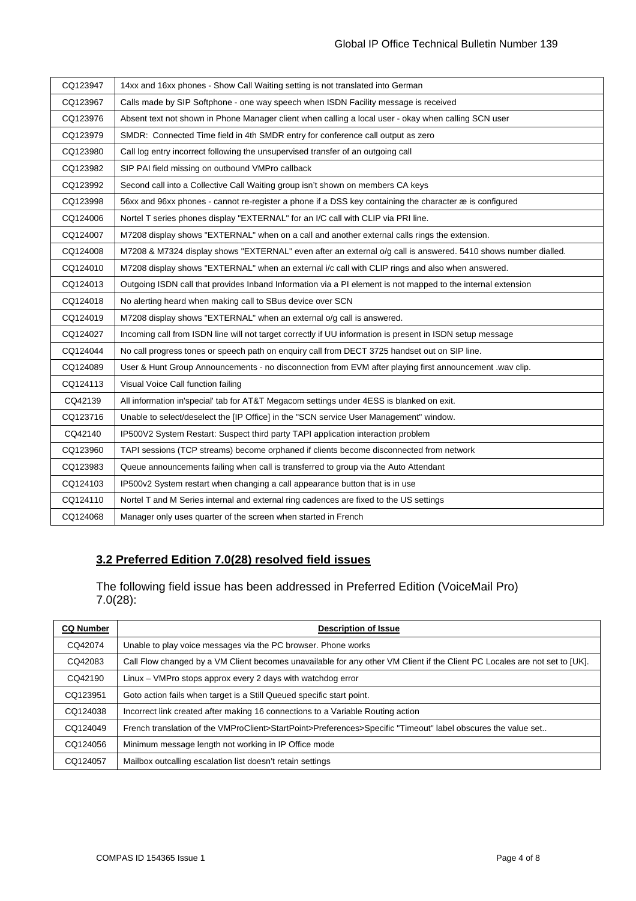| | |
|---|---|
| CQ123947 | 14xx and 16xx phones - Show Call Waiting setting is not translated into German |
| CQ123967 | Calls made by SIP Softphone - one way speech when ISDN Facility message is received |
| CQ123976 | Absent text not shown in Phone Manager client when calling a local user - okay when calling SCN user |
| CQ123979 | SMDR: Connected Time field in 4th SMDR entry for conference call output as zero |
| CQ123980 | Call log entry incorrect following the unsupervised transfer of an outgoing call |
| CQ123982 | SIP PAI field missing on outbound VMPro callback |
| CQ123992 | Second call into a Collective Call Waiting group isn't shown on members CA keys |
| CQ123998 | 56xx and 96xx phones - cannot re-register a phone if a DSS key containing the character æ is configured |
| CQ124006 | Nortel T series phones display "EXTERNAL" for an I/C call with CLIP via PRI line. |
| CQ124007 | M7208 display shows "EXTERNAL" when on a call and another external calls rings the extension. |
| CQ124008 | M7208 & M7324 display shows "EXTERNAL" even after an external o/g call is answered. 5410 shows number dialled. |
| CQ124010 | M7208 display shows "EXTERNAL" when an external i/c call with CLIP rings and also when answered. |
| CQ124013 | Outgoing ISDN call that provides Inband Information via a PI element is not mapped to the internal extension |
| CQ124018 | No alerting heard when making call to SBus device over SCN |
| CQ124019 | M7208 display shows "EXTERNAL" when an external o/g call is answered. |
| CQ124027 | Incoming call from ISDN line will not target correctly if UU information is present in ISDN setup message |
| CQ124044 | No call progress tones or speech path on enquiry call from DECT 3725 handset out on SIP line. |
| CQ124089 | User & Hunt Group Announcements - no disconnection from EVM after playing first announcement .wav clip. |
| CQ124113 | Visual Voice Call function failing |
| CQ42139 | All information in'special' tab for AT&T Megacom settings under 4ESS is blanked on exit. |
| CQ123716 | Unable to select/deselect the [IP Office] in the "SCN service User Management" window. |
| CQ42140 | IP500V2 System Restart: Suspect third party TAPI application interaction problem |
| CQ123960 | TAPI sessions (TCP streams) become orphaned if clients become disconnected from network |
| CQ123983 | Queue announcements failing when call is transferred to group via the Auto Attendant |
| CQ124103 | IP500v2 System restart when changing a call appearance button that is in use |
| CQ124110 | Nortel T and M Series internal and external ring cadences are fixed to the US settings |
| CQ124068 | Manager only uses quarter of the screen when started in French |

## 3.2 Preferred Edition 7.0(28) resolved field issues

The following field issue has been addressed in Preferred Edition (VoiceMail Pro) 7.0(28):

| CQ Number | Description of Issue |
|---|---|
| CQ42074 | Unable to play voice messages via the PC browser. Phone works |
| CQ42083 | Call Flow changed by a VM Client becomes unavailable for any other VM Client if the Client PC Locales are not set to [UK]. |
| CQ42190 | Linux – VMPro stops approx every 2 days with watchdog error |
| CQ123951 | Goto action fails when target is a Still Queued specific start point. |
| CQ124038 | Incorrect link created after making 16 connections to a Variable Routing action |
| CQ124049 | French translation of the VMProClient>StartPoint>Preferences>Specific "Timeout" label obscures the value set.. |
| CQ124056 | Minimum message length not working in IP Office mode |
| CQ124057 | Mailbox outcalling escalation list doesn't retain settings |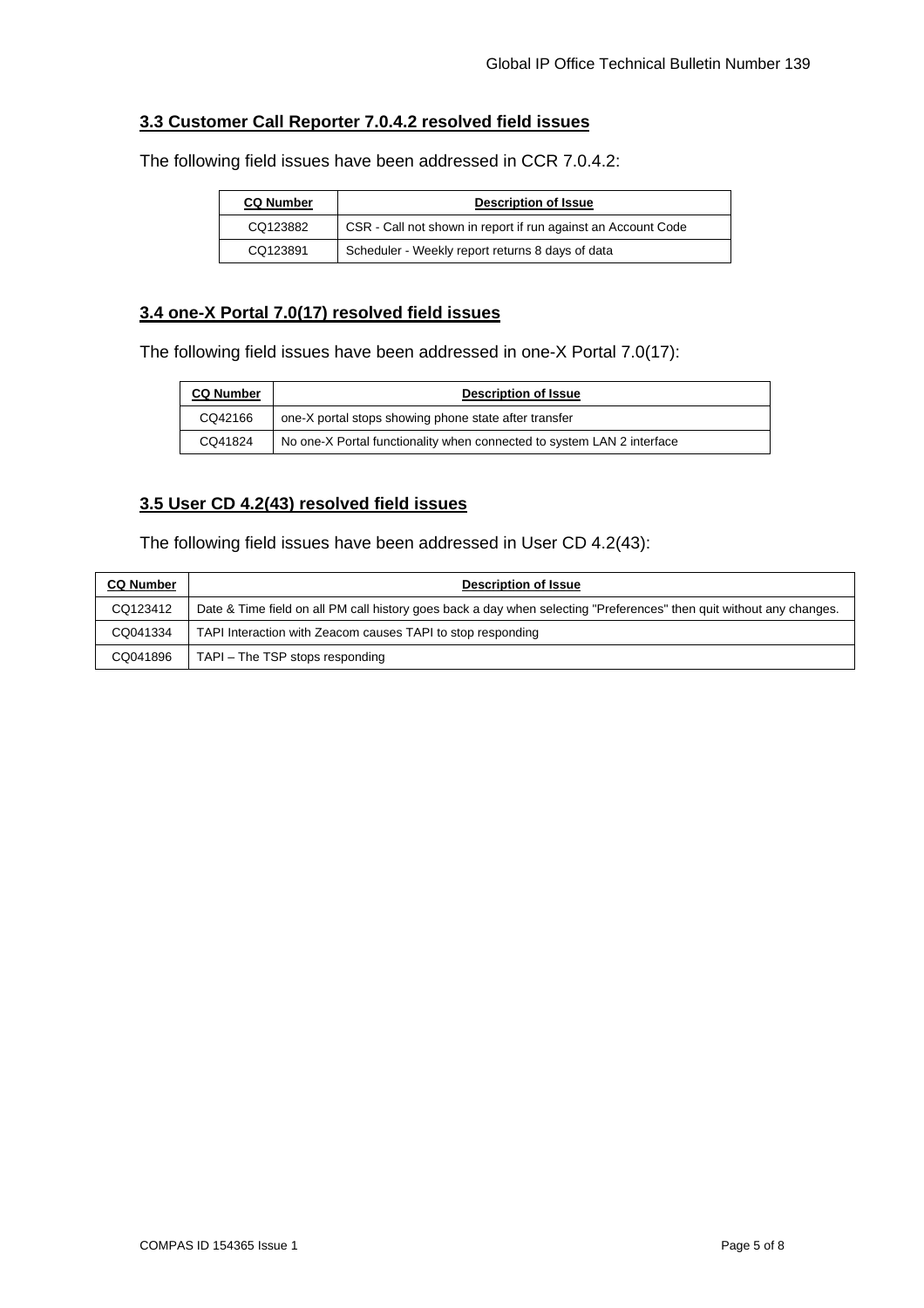### 3.3 Customer Call Reporter 7.0.4.2 resolved field issues

The following field issues have been addressed in CCR 7.0.4.2:

| CQ Number | Description of Issue |
|---|---|
| CQ123882 | CSR - Call not shown in report if run against an Account Code |
| CQ123891 | Scheduler - Weekly report returns 8 days of data |

### 3.4 one-X Portal 7.0(17) resolved field issues

The following field issues have been addressed in one-X Portal 7.0(17):

| CQ Number | Description of Issue |
|---|---|
| CQ42166 | one-X portal stops showing phone state after transfer |
| CQ41824 | No one-X Portal functionality when connected to system LAN 2 interface |

### 3.5 User CD 4.2(43) resolved field issues

The following field issues have been addressed in User CD 4.2(43):

| CQ Number | Description of Issue |
|---|---|
| CQ123412 | Date & Time field on all PM call history goes back a day when selecting "Preferences" then quit without any changes. |
| CQ041334 | TAPI Interaction with Zeacom causes TAPI to stop responding |
| CQ041896 | TAPI – The TSP stops responding |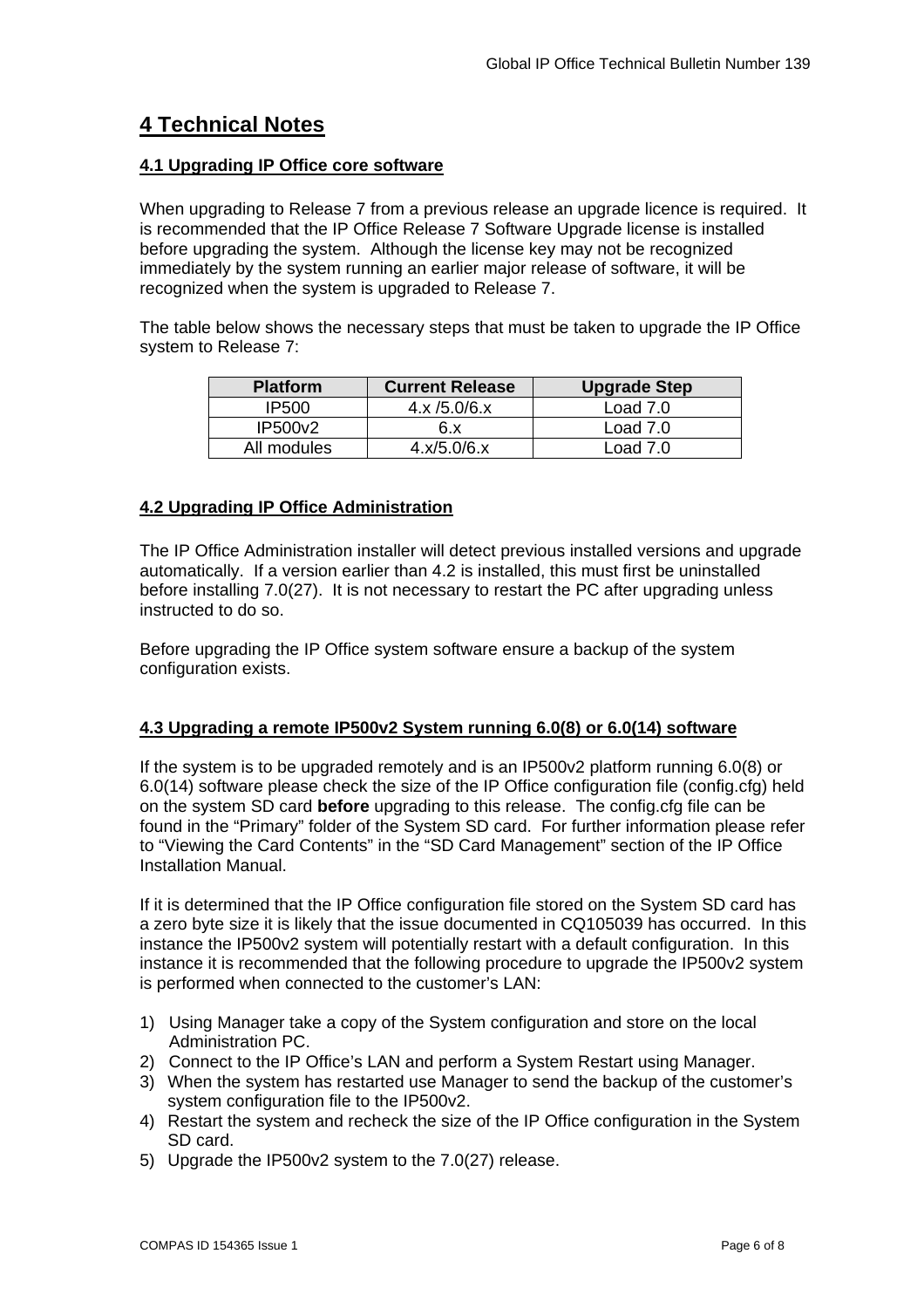# 4 Technical Notes

## 4.1 Upgrading IP Office core software

When upgrading to Release 7 from a previous release an upgrade licence is required. It is recommended that the IP Office Release 7 Software Upgrade license is installed before upgrading the system. Although the license key may not be recognized immediately by the system running an earlier major release of software, it will be recognized when the system is upgraded to Release 7.

The table below shows the necessary steps that must be taken to upgrade the IP Office system to Release 7:

| Platform | Current Release | Upgrade Step |
| --- | --- | --- |
| IP500 | 4.x /5.0/6.x | Load 7.0 |
| IP500v2 | 6.x | Load 7.0 |
| All modules | 4.x/5.0/6.x | Load 7.0 |

## 4.2 Upgrading IP Office Administration

The IP Office Administration installer will detect previous installed versions and upgrade automatically. If a version earlier than 4.2 is installed, this must first be uninstalled before installing 7.0(27). It is not necessary to restart the PC after upgrading unless instructed to do so.

Before upgrading the IP Office system software ensure a backup of the system configuration exists.

## 4.3 Upgrading a remote IP500v2 System running 6.0(8) or 6.0(14) software

If the system is to be upgraded remotely and is an IP500v2 platform running 6.0(8) or 6.0(14) software please check the size of the IP Office configuration file (config.cfg) held on the system SD card **before** upgrading to this release. The config.cfg file can be found in the “Primary” folder of the System SD card. For further information please refer to “Viewing the Card Contents” in the “SD Card Management” section of the IP Office Installation Manual.

If it is determined that the IP Office configuration file stored on the System SD card has a zero byte size it is likely that the issue documented in CQ105039 has occurred. In this instance the IP500v2 system will potentially restart with a default configuration. In this instance it is recommended that the following procedure to upgrade the IP500v2 system is performed when connected to the customer’s LAN:

1) Using Manager take a copy of the System configuration and store on the local Administration PC.
2) Connect to the IP Office’s LAN and perform a System Restart using Manager.
3) When the system has restarted use Manager to send the backup of the customer’s system configuration file to the IP500v2.
4) Restart the system and recheck the size of the IP Office configuration in the System SD card.
5) Upgrade the IP500v2 system to the 7.0(27) release.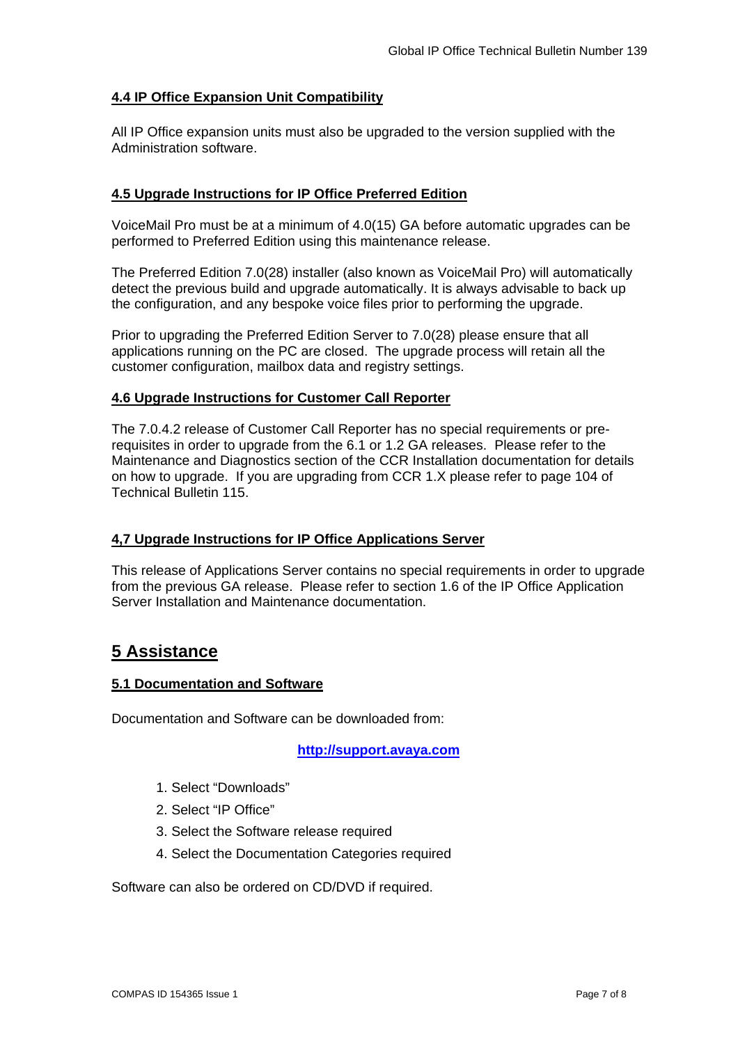### 4.4 IP Office Expansion Unit Compatibility

All IP Office expansion units must also be upgraded to the version supplied with the Administration software.

### 4.5 Upgrade Instructions for IP Office Preferred Edition

VoiceMail Pro must be at a minimum of 4.0(15) GA before automatic upgrades can be performed to Preferred Edition using this maintenance release.

The Preferred Edition 7.0(28) installer (also known as VoiceMail Pro) will automatically detect the previous build and upgrade automatically. It is always advisable to back up the configuration, and any bespoke voice files prior to performing the upgrade.

Prior to upgrading the Preferred Edition Server to 7.0(28) please ensure that all applications running on the PC are closed. The upgrade process will retain all the customer configuration, mailbox data and registry settings.

### 4.6 Upgrade Instructions for Customer Call Reporter

The 7.0.4.2 release of Customer Call Reporter has no special requirements or pre-requisites in order to upgrade from the 6.1 or 1.2 GA releases. Please refer to the Maintenance and Diagnostics section of the CCR Installation documentation for details on how to upgrade. If you are upgrading from CCR 1.X please refer to page 104 of Technical Bulletin 115.

### 4,7 Upgrade Instructions for IP Office Applications Server

This release of Applications Server contains no special requirements in order to upgrade from the previous GA release. Please refer to section 1.6 of the IP Office Application Server Installation and Maintenance documentation.

## 5 Assistance

### 5.1 Documentation and Software

Documentation and Software can be downloaded from:

**http://support.avaya.com**

1. Select "Downloads"
2. Select "IP Office"
3. Select the Software release required
4. Select the Documentation Categories required

Software can also be ordered on CD/DVD if required.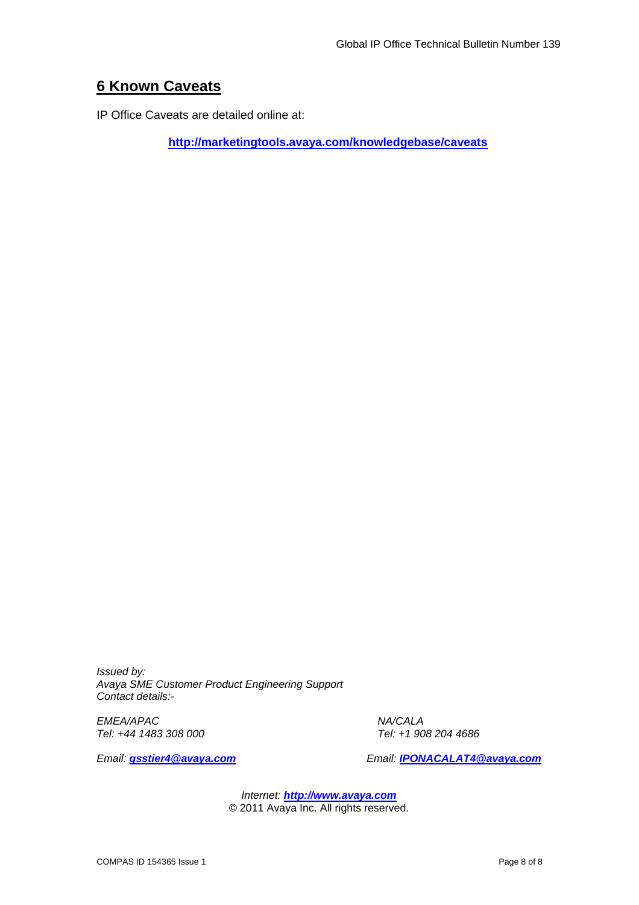# 6 Known Caveats

IP Office Caveats are detailed online at:

**http://marketingtools.avaya.com/knowledgebase/caveats**

*Issued by:*
*Avaya SME Customer Product Engineering Support*
*Contact details:-*

*EMEA/APAC*
*Tel: +44 1483 308 000*

*Email: **gsstier4@avaya.com***

*NA/CALA*
*Tel: +1 908 204 4686*

*Email: **IPONACALAT4@avaya.com***

*Internet: **http://www.avaya.com***
© 2011 Avaya Inc. All rights reserved.

COMPAS ID 154365 Issue 1